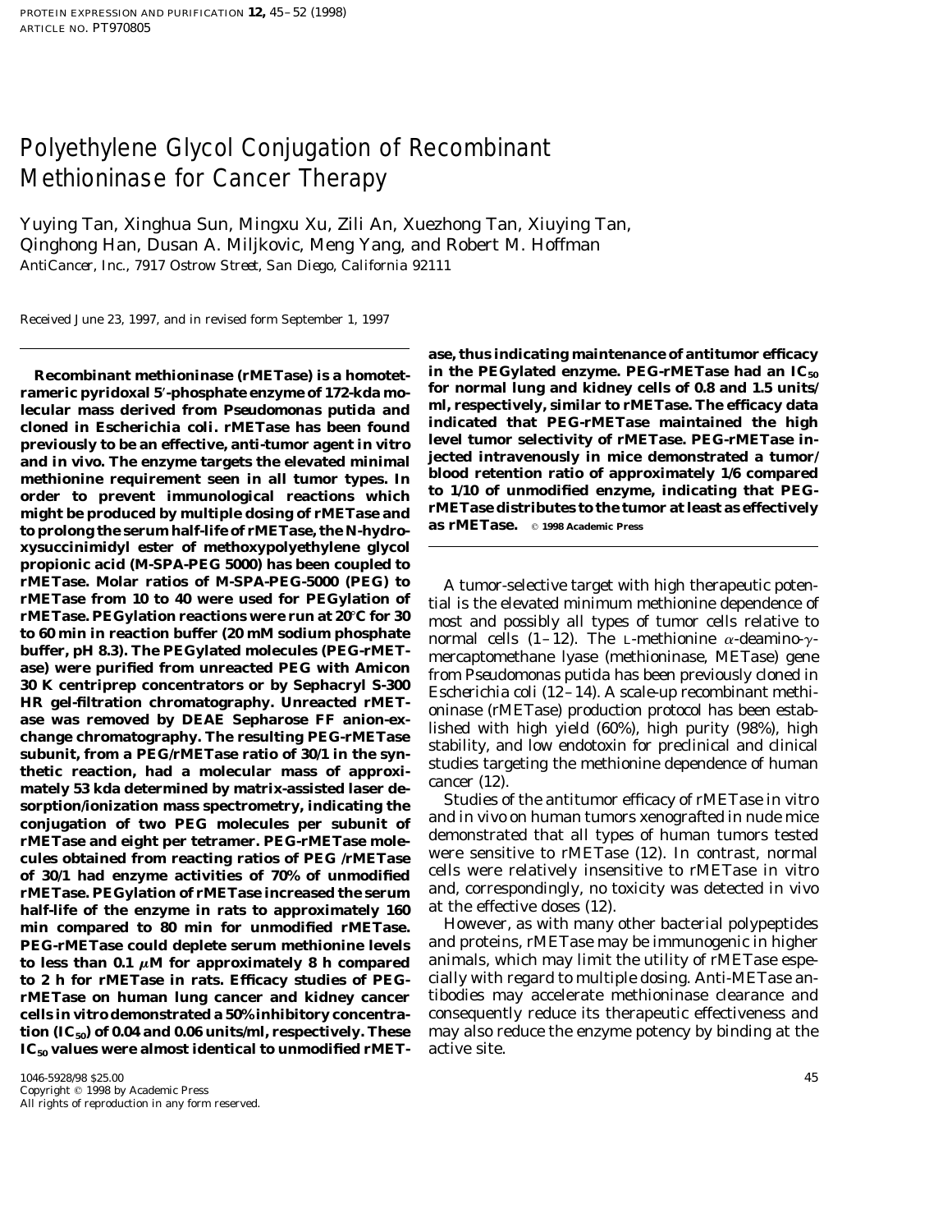# Polyethylene Glycol Conjugation of Recombinant Methioninase for Cancer Therapy

Yuying Tan, Xinghua Sun, Mingxu Xu, Zili An, Xuezhong Tan, Xiuying Tan, Qinghong Han, Dusan A. Miljkovic, Meng Yang, and Robert M. Hoffman

*AntiCancer, Inc., 7917 Ostrow Street, San Diego, California 92111*

Received June 23, 1997, and in revised form September 1, 1997

**Recombinant methioninase (rMETase) is a homotetrameric pyridoxal 5′-phosphate enzyme of 172-kda molecular mass derived from *Pseudomonas putida* and cloned in *Escherichia coli*. rMETase has been found previously to be an effective, anti-tumor agent *in vitro* and *in vivo*. The enzyme targets the elevated minimal methionine requirement seen in all tumor types. In order to prevent immunological reactions which might be produced by multiple dosing of rMETase and to prolong the serum half-life of rMETase, the N-hydroxysuccinimidyl ester of methoxypolyethylene glycol propionic acid (M-SPA-PEG 5000) has been coupled to rMETase. Molar ratios of M-SPA-PEG-5000 (PEG) to rMETase from 10 to 40 were used for PEGylation of rMETase. PEGylation reactions were run at 20°C for 30 to 60 min in reaction buffer (20 mM sodium phosphate buffer, pH 8.3). The PEGylated molecules (PEG-rMETase) were purified from unreacted PEG with Amicon 30 K centriprep concentrators or by Sephacryl S-300 HR gel-filtration chromatography. Unreacted rMETase was removed by DEAE Sepharose FF anion-exchange chromatography. The resulting PEG-rMETase subunit, from a PEG/rMETase ratio of 30/1 in the synthetic reaction, had a molecular mass of approximately 53 kda determined by matrix-assisted laser desorption/ionization mass spectrometry, indicating the conjugation of two PEG molecules per subunit of rMETase and eight per tetramer. PEG-rMETase molecules obtained from reacting ratios of PEG /rMETase of 30/1 had enzyme activities of 70% of unmodified rMETase. PEGylation of rMETase increased the serum half-life of the enzyme in rats to approximately 160 min compared to 80 min for unmodified rMETase. PEG-rMETase could deplete serum methionine levels to less than 0.1 $\mu$M for approximately 8 h compared to 2 h for rMETase in rats. Efficacy studies of PEG-rMETase on human lung cancer and kidney cancer cells *in vitro* demonstrated a 50% inhibitory concentration ($IC_{50}$) of 0.04 and 0.06 units/ml, respectively. These $IC_{50}$ values were almost identical to unmodified rMETase, thus indicating maintenance of antitumor efficacy in the PEGylated enzyme. PEG-rMETase had an $IC_{50}$ for normal lung and kidney cells of 0.8 and 1.5 units/ml, respectively, similar to rMETase. The efficacy data indicated that PEG-rMETase maintained the high level tumor selectivity of rMETase. PEG-rMETase injected intravenously in mice demonstrated a tumor/blood retention ratio of approximately 1/6 compared to 1/10 of unmodified enzyme, indicating that PEG-rMETase distributes to the tumor at least as effectively as rMETase.** © 1998 Academic Press

A tumor-selective target with high therapeutic potential is the elevated minimum methionine dependence of most and possibly all types of tumor cells relative to normal cells (1–12). The L-methionine $\alpha$-deamino-$\gamma$-mercaptomethane lyase (methioninase, METase) gene from *Pseudomonas putida* has been previously cloned in *Escherichia coli* (12–14). A scale-up recombinant methioninase (rMETase) production protocol has been established with high yield (60%), high purity (98%), high stability, and low endotoxin for preclinical and clinical studies targeting the methionine dependence of human cancer (12).

Studies of the antitumor efficacy of rMETase *in vitro* and *in vivo* on human tumors xenografted in nude mice demonstrated that all types of human tumors tested were sensitive to rMETase (12). In contrast, normal cells were relatively insensitive to rMETase *in vitro* and, correspondingly, no toxicity was detected *in vivo* at the effective doses (12).

However, as with many other bacterial polypeptides and proteins, rMETase may be immunogenic in higher animals, which may limit the utility of rMETase especially with regard to multiple dosing. Anti-METase antibodies may accelerate methioninase clearance and consequently reduce its therapeutic effectiveness and may also reduce the enzyme potency by binding at the active site.

1046-5928/98 $25.00
Copyright © 1998 by Academic Press
All rights of reproduction in any form reserved.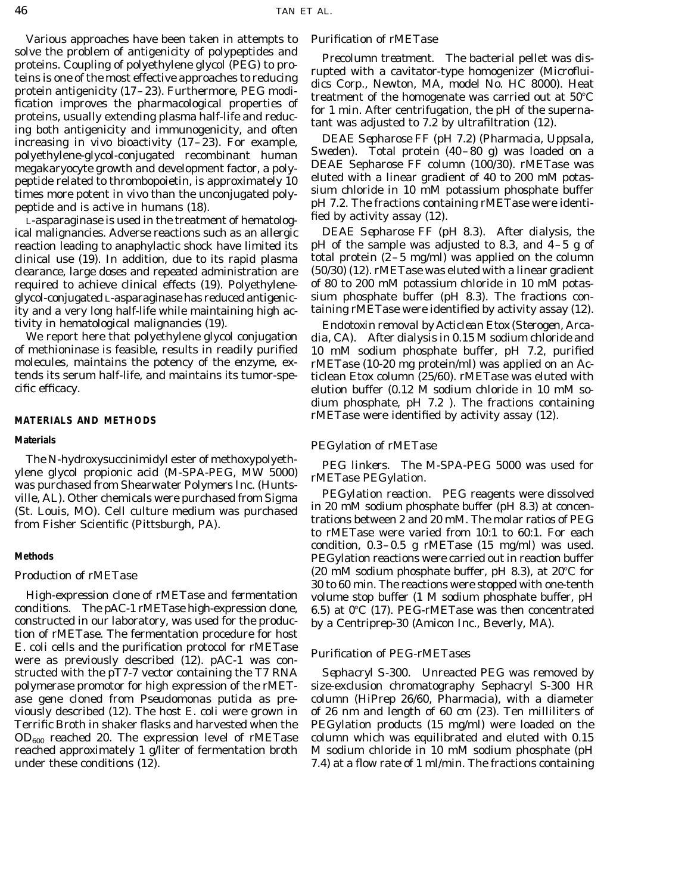Various approaches have been taken in attempts to solve the problem of antigenicity of polypeptides and proteins. Coupling of polyethylene glycol (PEG) to proteins is one of the most effective approaches to reducing protein antigenicity (17–23). Furthermore, PEG modification improves the pharmacological properties of proteins, usually extending plasma half-life and reducing both antigenicity and immunogenicity, and often increasing in vivo bioactivity (17–23). For example, polyethylene-glycol-conjugated recombinant human megakaryocyte growth and development factor, a polypeptide related to thrombopoietin, is approximately 10 times more potent in vivo than the unconjugated polypeptide and is active in humans (18).

L-asparaginase is used in the treatment of hematological malignancies. Adverse reactions such as an allergic reaction leading to anaphylactic shock have limited its clinical use (19). In addition, due to its rapid plasma clearance, large doses and repeated administration are required to achieve clinical effects (19). Polyethylene-glycol-conjugated L-asparaginase has reduced antigenicity and a very long half-life while maintaining high activity in hematological malignancies (19).

We report here that polyethylene glycol conjugation of methioninase is feasible, results in readily purified molecules, maintains the potency of the enzyme, extends its serum half-life, and maintains its tumor-specific efficacy.

## MATERIALS AND METHODS

### Materials

The N-hydroxysuccinimidyl ester of methoxypolyethylene glycol propionic acid (M-SPA-PEG, MW 5000) was purchased from Shearwater Polymers Inc. (Huntsville, AL). Other chemicals were purchased from Sigma (St. Louis, MO). Cell culture medium was purchased from Fisher Scientific (Pittsburgh, PA).

### Methods

#### *Production of rMETase*

*High-expression clone of rMETase and fermentation conditions.* The pAC-1 rMETase high-expression clone, constructed in our laboratory, was used for the production of rMETase. The fermentation procedure for host *E. coli* cells and the purification protocol for rMETase were as previously described (12). pAC-1 was constructed with the pT7-7 vector containing the T7 RNA polymerase promotor for high expression of the rMETase gene cloned from *Pseudomonas putida* as previously described (12). The host *E. coli* were grown in Terrific Broth in shaker flasks and harvested when the $OD_{600}$ reached 20. The expression level of rMETase reached approximately 1 g/liter of fermentation broth under these conditions (12).

#### *Purification of rMETase*

*Precolumn treatment.* The bacterial pellet was disrupted with a cavitator-type homogenizer (Microfluidics Corp., Newton, MA, model No. HC 8000). Heat treatment of the homogenate was carried out at 50°C for 1 min. After centrifugation, the pH of the supernatant was adjusted to 7.2 by ultrafiltration (12).

*DEAE Sepharose FF (pH 7.2) (Pharmacia, Uppsala, Sweden).* Total protein (40–80 g) was loaded on a DEAE Sepharose FF column (100/30). rMETase was eluted with a linear gradient of 40 to 200 mM potassium chloride in 10 mM potassium phosphate buffer pH 7.2. The fractions containing rMETase were identified by activity assay (12).

*DEAE Sepharose FF (pH 8.3).* After dialysis, the pH of the sample was adjusted to 8.3, and 4–5 g of total protein (2–5 mg/ml) was applied on the column (50/30) (12). rMETase was eluted with a linear gradient of 80 to 200 mM potassium chloride in 10 mM potassium phosphate buffer (pH 8.3). The fractions containing rMETase were identified by activity assay (12).

*Endotoxin removal by Acticlean Etox (Sterogen, Arcadia, CA).* After dialysis in 0.15 M sodium chloride and 10 mM sodium phosphate buffer, pH 7.2, purified rMETase (10-20 mg protein/ml) was applied on an Acticlean Etox column (25/60). rMETase was eluted with elution buffer (0.12 M sodium chloride in 10 mM sodium phosphate, pH 7.2 ). The fractions containing rMETase were identified by activity assay (12).

#### *PEGylation of rMETase*

*PEG linkers.* The M-SPA-PEG 5000 was used for rMETase PEGylation.

*PEGylation reaction.* PEG reagents were dissolved in 20 mM sodium phosphate buffer (pH 8.3) at concentrations between 2 and 20 mM. The molar ratios of PEG to rMETase were varied from 10:1 to 60:1. For each condition, 0.3–0.5 g rMETase (15 mg/ml) was used. PEGylation reactions were carried out in reaction buffer (20 mM sodium phosphate buffer, pH 8.3), at 20°C for 30 to 60 min. The reactions were stopped with one-tenth volume stop buffer (1 M sodium phosphate buffer, pH 6.5) at 0°C (17). PEG-rMETase was then concentrated by a Centriprep-30 (Amicon Inc., Beverly, MA).

#### *Purification of PEG-rMETases*

*Sephacryl S-300.* Unreacted PEG was removed by size-exclusion chromatography Sephacryl S-300 HR column (HiPrep 26/60, Pharmacia), with a diameter of 26 nm and length of 60 cm (23). Ten milliliters of PEGylation products (15 mg/ml) were loaded on the column which was equilibrated and eluted with 0.15 M sodium chloride in 10 mM sodium phosphate (pH 7.4) at a flow rate of 1 ml/min. The fractions containing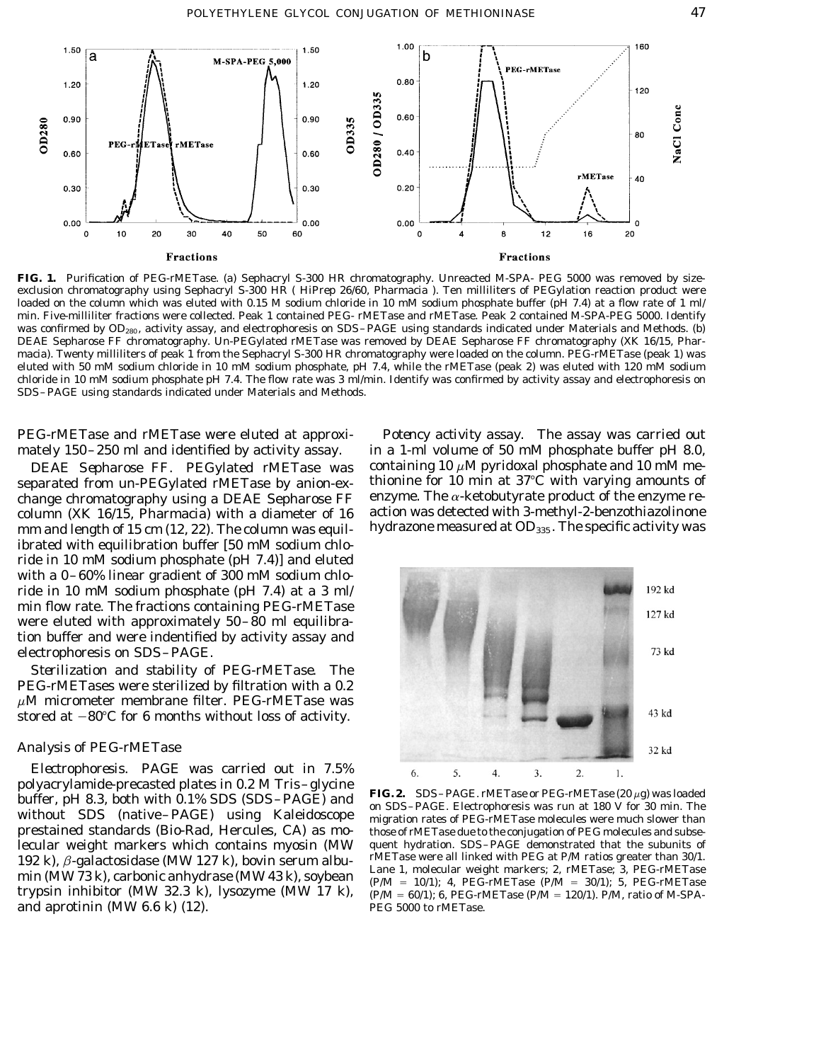**FIG. 1.** Purification of PEG-rMETase. (a) Sephacryl S-300 HR chromatography. Unreacted M-SPA- PEG 5000 was removed by size-exclusion chromatography using Sephacryl S-300 HR ( HiPrep 26/60, Pharmacia ). Ten milliliters of PEGylation reaction product were loaded on the column which was eluted with 0.15 M sodium chloride in 10 mM sodium phosphate buffer (pH 7.4) at a flow rate of 1 ml/min. Five-milliliter fractions were collected. Peak 1 contained PEG- rMETase and rMETase. Peak 2 contained M-SPA-PEG 5000. Identify was confirmed by $OD_{280}$, activity assay, and electrophoresis on SDS–PAGE using standards indicated under Materials and Methods. (b) DEAE Sepharose FF chromatography. Un-PEGylated rMETase was removed by DEAE Sepharose FF chromatography (XK 16/15, Pharmacia). Twenty milliliters of peak 1 from the Sephacryl S-300 HR chromatography were loaded on the column. PEG-rMETase (peak 1) was eluted with 50 mM sodium chloride in 10 mM sodium phosphate, pH 7.4, while the rMETase (peak 2) was eluted with 120 mM sodium chloride in 10 mM sodium phosphate pH 7.4. The flow rate was 3 ml/min. Identify was confirmed by activity assay and electrophoresis on SDS–PAGE using standards indicated under Materials and Methods.

PEG-rMETase and rMETase were eluted at approximately 150–250 ml and identified by activity assay.

*DEAE Sepharose FF.* PEGylated rMETase was separated from un-PEGylated rMETase by anion-exchange chromatography using a DEAE Sepharose FF column (XK 16/15, Pharmacia) with a diameter of 16 mm and length of 15 cm (12, 22). The column was equilibrated with equilibration buffer [50 mM sodium chloride in 10 mM sodium phosphate (pH 7.4)] and eluted with a 0–60% linear gradient of 300 mM sodium chloride in 10 mM sodium phosphate (pH 7.4) at a 3 ml/min flow rate. The fractions containing PEG-rMETase were eluted with approximately 50–80 ml equilibration buffer and were indentified by activity assay and electrophoresis on SDS–PAGE.

*Sterilization and stability of PEG-rMETase.* The PEG-rMETases were sterilized by filtration with a 0.2 $\mu$M micrometer membrane filter. PEG-rMETase was stored at −80°C for 6 months without loss of activity.

### Analysis of PEG-rMETase

*Electrophoresis.* PAGE was carried out in 7.5% polyacrylamide-precasted plates in 0.2 M Tris–glycine buffer, pH 8.3, both with 0.1% SDS (SDS–PAGE) and without SDS (native–PAGE) using Kaleidoscope prestained standards (Bio-Rad, Hercules, CA) as molecular weight markers which contains myosin (MW 192 k), $\beta$-galactosidase (MW 127 k), bovin serum albumin (MW 73 k), carbonic anhydrase (MW 43 k), soybean trypsin inhibitor (MW 32.3 k), lysozyme (MW 17 k), and aprotinin (MW 6.6 k) (12).

*Potency activity assay.* The assay was carried out in a 1-ml volume of 50 mM phosphate buffer pH 8.0, containing 10 $\mu$M pyridoxal phosphate and 10 mM methionine for 10 min at 37°C with varying amounts of enzyme. The $\alpha$-ketobutyrate product of the enzyme reaction was detected with 3-methyl-2-benzothiazolinone hydrazone measured at $OD_{335}$. The specific activity was

**FIG. 2.** SDS–PAGE. rMETase or PEG-rMETase (20 $\mu$g) was loaded on SDS–PAGE. Electrophoresis was run at 180 V for 30 min. The migration rates of PEG-rMETase molecules were much slower than those of rMETase due to the conjugation of PEG molecules and subsequent hydration. SDS–PAGE demonstrated that the subunits of rMETase were all linked with PEG at P/M ratios greater than 30/1. Lane 1, molecular weight markers; 2, rMETase; 3, PEG-rMETase (P/M = 10/1); 4, PEG-rMETase (P/M = 30/1); 5, PEG-rMETase (P/M = 60/1); 6, PEG-rMETase (P/M = 120/1). P/M, ratio of M-SPA-PEG 5000 to rMETase.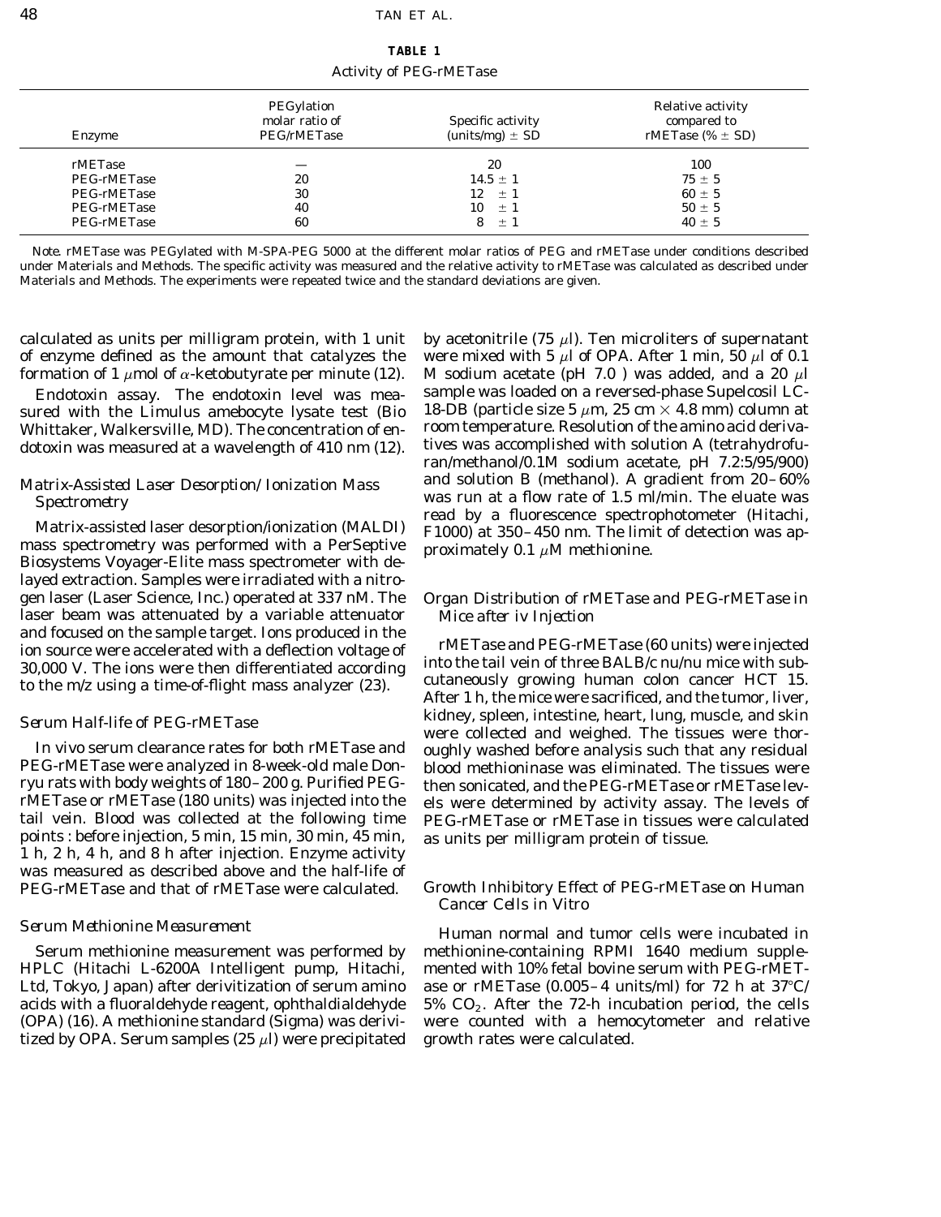**TABLE 1**

Activity of PEG-rMETase

| Enzyme | PEGylation molar ratio of PEG/rMETase | Specific activity (units/mg) ± SD | Relative activity compared to rMETase (% ± SD) |
|---|---|---|---|
| rMETase | — | 20 | 100 |
| PEG-rMETase | 20 | 14.5 ± 1 | 75 ± 5 |
| PEG-rMETase | 30 | 12 ± 1 | 60 ± 5 |
| PEG-rMETase | 40 | 10 ± 1 | 50 ± 5 |
| PEG-rMETase | 60 | 8 ± 1 | 40 ± 5 |

*Note.* rMETase was PEGylated with M-SPA-PEG 5000 at the different molar ratios of PEG and rMETase under conditions described under Materials and Methods. The specific activity was measured and the relative activity to rMETase was calculated as described under Materials and Methods. The experiments were repeated twice and the standard deviations are given.

calculated as units per milligram protein, with 1 unit of enzyme defined as the amount that catalyzes the formation of 1 $\mu$mol of $\alpha$-ketobutyrate per minute (12).

*Endotoxin assay.* The endotoxin level was measured with the *Limulus* amebocyte lysate test (Bio Whittaker, Walkersville, MD). The concentration of endotoxin was measured at a wavelength of 410 nm (12).

### *Matrix-Assisted Laser Desorption/Ionization Mass Spectrometry*

Matrix-assisted laser desorption/ionization (MALDI) mass spectrometry was performed with a PerSeptive Biosystems Voyager-Elite mass spectrometer with delayed extraction. Samples were irradiated with a nitrogen laser (Laser Science, Inc.) operated at 337 nM. The laser beam was attenuated by a variable attenuator and focused on the sample target. Ions produced in the ion source were accelerated with a deflection voltage of 30,000 V. The ions were then differentiated according to the m/z using a time-of-flight mass analyzer (23).

### *Serum Half-life of PEG-rMETase*

In vivo serum clearance rates for both rMETase and PEG-rMETase were analyzed in 8-week-old male Donryu rats with body weights of 180–200 g. Purified PEG-rMETase or rMETase (180 units) was injected into the tail vein. Blood was collected at the following time points : before injection, 5 min, 15 min, 30 min, 45 min, 1 h, 2 h, 4 h, and 8 h after injection. Enzyme activity was measured as described above and the half-life of PEG-rMETase and that of rMETase were calculated.

### *Serum Methionine Measurement*

Serum methionine measurement was performed by HPLC (Hitachi L-6200A Intelligent pump, Hitachi, Ltd, Tokyo, Japan) after derivitization of serum amino acids with a fluoraldehyde reagent, ophthaldialdehyde (OPA) (16). A methionine standard (Sigma) was derivitized by OPA. Serum samples (25 $\mu$l) were precipitated by acetonitrile (75 $\mu$l). Ten microliters of supernatant were mixed with 5 $\mu$l of OPA. After 1 min, 50 $\mu$l of 0.1 M sodium acetate (pH 7.0 ) was added, and a 20 $\mu$l sample was loaded on a reversed-phase Supelcosil LC-18-DB (particle size 5 $\mu$m, 25 cm × 4.8 mm) column at room temperature. Resolution of the amino acid derivatives was accomplished with solution A (tetrahydrofuran/methanol/0.1M sodium acetate, pH 7.2:5/95/900) and solution B (methanol). A gradient from 20–60% was run at a flow rate of 1.5 ml/min. The eluate was read by a fluorescence spectrophotometer (Hitachi, F1000) at 350–450 nm. The limit of detection was approximately 0.1 $\mu$M methionine.

### *Organ Distribution of rMETase and PEG-rMETase in Mice after iv Injection*

rMETase and PEG-rMETase (60 units) were injected into the tail vein of three BALB/c nu/nu mice with subcutaneously growing human colon cancer HCT 15. After 1 h, the mice were sacrificed, and the tumor, liver, kidney, spleen, intestine, heart, lung, muscle, and skin were collected and weighed. The tissues were thoroughly washed before analysis such that any residual blood methioninase was eliminated. The tissues were then sonicated, and the PEG-rMETase or rMETase levels were determined by activity assay. The levels of PEG-rMETase or rMETase in tissues were calculated as units per milligram protein of tissue.

### *Growth Inhibitory Effect of PEG-rMETase on Human Cancer Cells in Vitro*

Human normal and tumor cells were incubated in methionine-containing RPMI 1640 medium supplemented with 10% fetal bovine serum with PEG-rMETase or rMETase (0.005–4 units/ml) for 72 h at 37°C/5% $CO_2$. After the 72-h incubation period, the cells were counted with a hemocytometer and relative growth rates were calculated.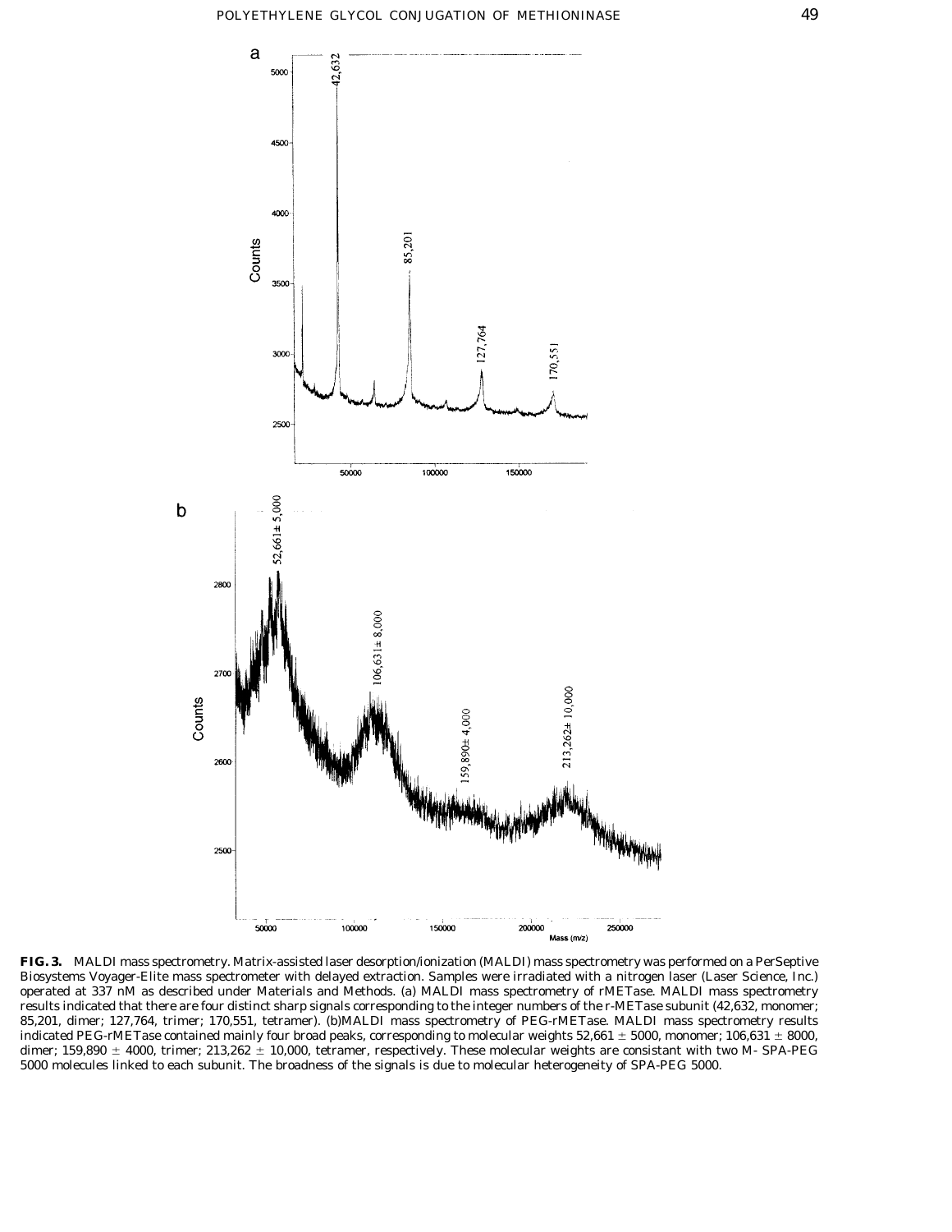**FIG. 3.** MALDI mass spectrometry. Matrix-assisted laser desorption/ionization (MALDI) mass spectrometry was performed on a PerSeptive Biosystems Voyager-Elite mass spectrometer with delayed extraction. Samples were irradiated with a nitrogen laser (Laser Science, Inc.) operated at 337 nM as described under Materials and Methods. (a) MALDI mass spectrometry of rMETase. MALDI mass spectrometry results indicated that there are four distinct sharp signals corresponding to the integer numbers of the r-METase subunit (42,632, monomer; 85,201, dimer; 127,764, trimer; 170,551, tetramer). (b)MALDI mass spectrometry of PEG-rMETase. MALDI mass spectrometry results indicated PEG-rMETase contained mainly four broad peaks, corresponding to molecular weights 52,661 ± 5000, monomer; 106,631 ± 8000, dimer; 159,890 ± 4000, trimer; 213,262 ± 10,000, tetramer, respectively. These molecular weights are consistant with two M- SPA-PEG 5000 molecules linked to each subunit. The broadness of the signals is due to molecular heterogeneity of SPA-PEG 5000.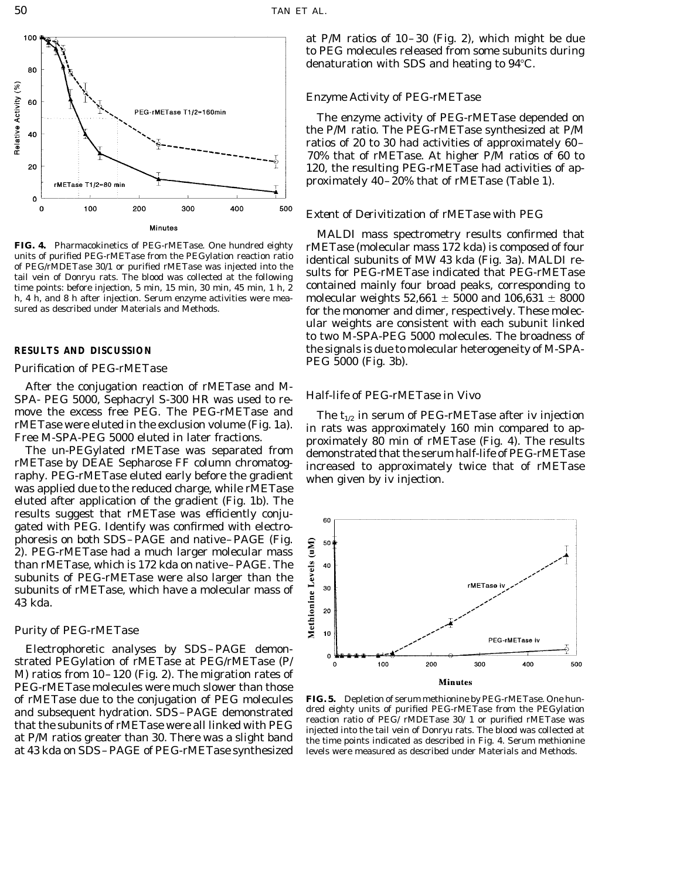FIG. 4. Pharmacokinetics of PEG-rMETase. One hundred eighty units of purified PEG-rMETase from the PEGylation reaction ratio of PEG/rMDETase 30/1 or purified rMETase was injected into the tail vein of Donryu rats. The blood was collected at the following time points: before injection, 5 min, 15 min, 30 min, 45 min, 1 h, 2 h, 4 h, and 8 h after injection. Serum enzyme activities were measured as described under Materials and Methods.

## RESULTS AND DISCUSSION

### Purification of PEG-rMETase

After the conjugation reaction of rMETase and M-SPA- PEG 5000, Sephacryl S-300 HR was used to remove the excess free PEG. The PEG-rMETase and rMETase were eluted in the exclusion volume (Fig. 1a). Free M-SPA-PEG 5000 eluted in later fractions.

The un-PEGylated rMETase was separated from rMETase by DEAE Sepharose FF column chromatography. PEG-rMETase eluted early before the gradient was applied due to the reduced charge, while rMETase eluted after application of the gradient (Fig. 1b). The results suggest that rMETase was efficiently conjugated with PEG. Identify was confirmed with electrophoresis on both SDS–PAGE and native–PAGE (Fig. 2). PEG-rMETase had a much larger molecular mass than rMETase, which is 172 kda on native–PAGE. The subunits of PEG-rMETase were also larger than the subunits of rMETase, which have a molecular mass of 43 kda.

### Purity of PEG-rMETase

Electrophoretic analyses by SDS–PAGE demonstrated PEGylation of rMETase at PEG/rMETase (P/M) ratios from 10–120 (Fig. 2). The migration rates of PEG-rMETase molecules were much slower than those of rMETase due to the conjugation of PEG molecules and subsequent hydration. SDS–PAGE demonstrated that the subunits of rMETase were all linked with PEG at P/M ratios greater than 30. There was a slight band at 43 kda on SDS–PAGE of PEG-rMETase synthesized at P/M ratios of 10–30 (Fig. 2), which might be due to PEG molecules released from some subunits during denaturation with SDS and heating to 94°C.

### Enzyme Activity of PEG-rMETase

The enzyme activity of PEG-rMETase depended on the P/M ratio. The PEG-rMETase synthesized at P/M ratios of 20 to 30 had activities of approximately 60–70% that of rMETase. At higher P/M ratios of 60 to 120, the resulting PEG-rMETase had activities of approximately 40–20% that of rMETase (Table 1).

### Extent of Derivitization of rMETase with PEG

MALDI mass spectrometry results confirmed that rMETase (molecular mass 172 kda) is composed of four identical subunits of MW 43 kda (Fig. 3a). MALDI results for PEG-rMETase indicated that PEG-rMETase contained mainly four broad peaks, corresponding to molecular weights 52,661 ± 5000 and 106,631 ± 8000 for the monomer and dimer, respectively. These molecular weights are consistent with each subunit linked to two M-SPA-PEG 5000 molecules. The broadness of the signals is due to molecular heterogeneity of M-SPA-PEG 5000 (Fig. 3b).

### Half-life of PEG-rMETase in Vivo

The $t_{1/2}$ in serum of PEG-rMETase after iv injection in rats was approximately 160 min compared to approximately 80 min of rMETase (Fig. 4). The results demonstrated that the serum half-life of PEG-rMETase increased to approximately twice that of rMETase when given by iv injection.

FIG. 5. Depletion of serum methionine by PEG-rMETase. One hundred eighty units of purified PEG-rMETase from the PEGylation reaction ratio of PEG/rMDETase 30/1 or purified rMETase was injected into the tail vein of Donryu rats. The blood was collected at the time points indicated as described in Fig. 4. Serum methionine levels were measured as described under Materials and Methods.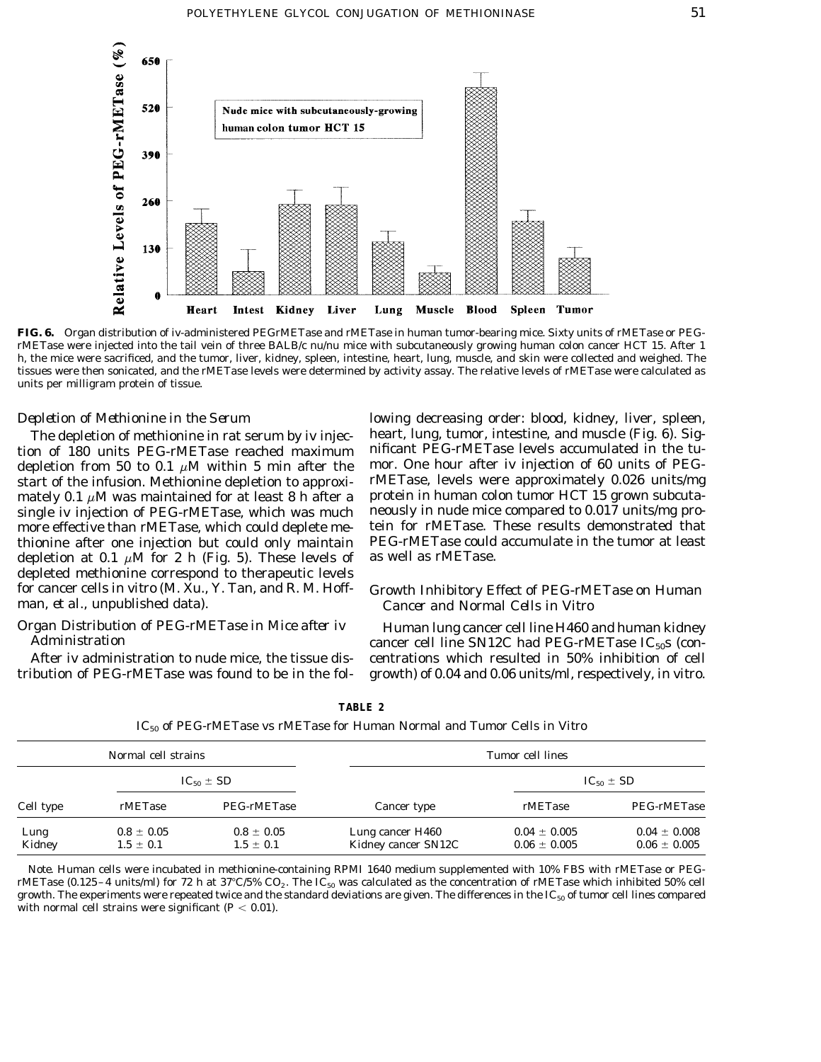**FIG. 6.** Organ distribution of iv-administered PEGrMETase and rMETase in human tumor-bearing mice. Sixty units of rMETase or PEG-rMETase were injected into the tail vein of three BALB/c nu/nu mice with subcutaneously growing human colon cancer HCT 15. After 1 h, the mice were sacrificed, and the tumor, liver, kidney, spleen, intestine, heart, lung, muscle, and skin were collected and weighed. The tissues were then sonicated, and the rMETase levels were determined by activity assay. The relative levels of rMETase were calculated as units per milligram protein of tissue.

### *Depletion of Methionine in the Serum*

The depletion of methionine in rat serum by iv injection of 180 units PEG-rMETase reached maximum depletion from 50 to 0.1 $\mu$M within 5 min after the start of the infusion. Methionine depletion to approximately 0.1 $\mu$M was maintained for at least 8 h after a single iv injection of PEG-rMETase, which was much more effective than rMETase, which could deplete methionine after one injection but could only maintain depletion at 0.1 $\mu$M for 2 h (Fig. 5). These levels of depleted methionine correspond to therapeutic levels for cancer cells in vitro (M. Xu, Y. Tan, and R. M. Hoffman, *et al.*, unpublished data).

### *Organ Distribution of PEG-rMETase in Mice after iv Administration*

After iv administration to nude mice, the tissue distribution of PEG-rMETase was found to be in the following decreasing order: blood, kidney, liver, spleen, heart, lung, tumor, intestine, and muscle (Fig. 6). Significant PEG-rMETase levels accumulated in the tumor. One hour after iv injection of 60 units of PEG-rMETase, levels were approximately 0.026 units/mg protein in human colon tumor HCT 15 grown subcutaneously in nude mice compared to 0.017 units/mg protein for rMETase. These results demonstrated that PEG-rMETase could accumulate in the tumor at least as well as rMETase.

### *Growth Inhibitory Effect of PEG-rMETase on Human Cancer and Normal Cells in Vitro*

Human lung cancer cell line H460 and human kidney cancer cell line SN12C had PEG-rMETase $IC_{50}$s (concentrations which resulted in 50% inhibition of cell growth) of 0.04 and 0.06 units/ml, respectively, in vitro.

**TABLE 2**

$IC_{50}$ of PEG-rMETase vs rMETase for Human Normal and Tumor Cells in Vitro

| Normal cell strains | | | Tumor cell lines | | |
|---|---|---|---|---|---|
| | $IC_{50} \pm$ SD | | | $IC_{50} \pm$ SD | |
| Cell type | rMETase | PEG-rMETase | Cancer type | rMETase | PEG-rMETase |
| Lung | 0.8 ± 0.05 | 0.8 ± 0.05 | Lung cancer H460 | 0.04 ± 0.005 | 0.04 ± 0.008 |
| Kidney | 1.5 ± 0.1 | 1.5 ± 0.1 | Kidney cancer SN12C | 0.06 ± 0.005 | 0.06 ± 0.005 |

*Note.* Human cells were incubated in methionine-containing RPMI 1640 medium supplemented with 10% FBS with rMETase or PEG-rMETase (0.125–4 units/ml) for 72 h at 37°C/5% $CO_2$. The $IC_{50}$ was calculated as the concentration of rMETase which inhibited 50% cell growth. The experiments were repeated twice and the standard deviations are given. The differences in the $IC_{50}$ of tumor cell lines compared with normal cell strains were significant ($P < 0.01$).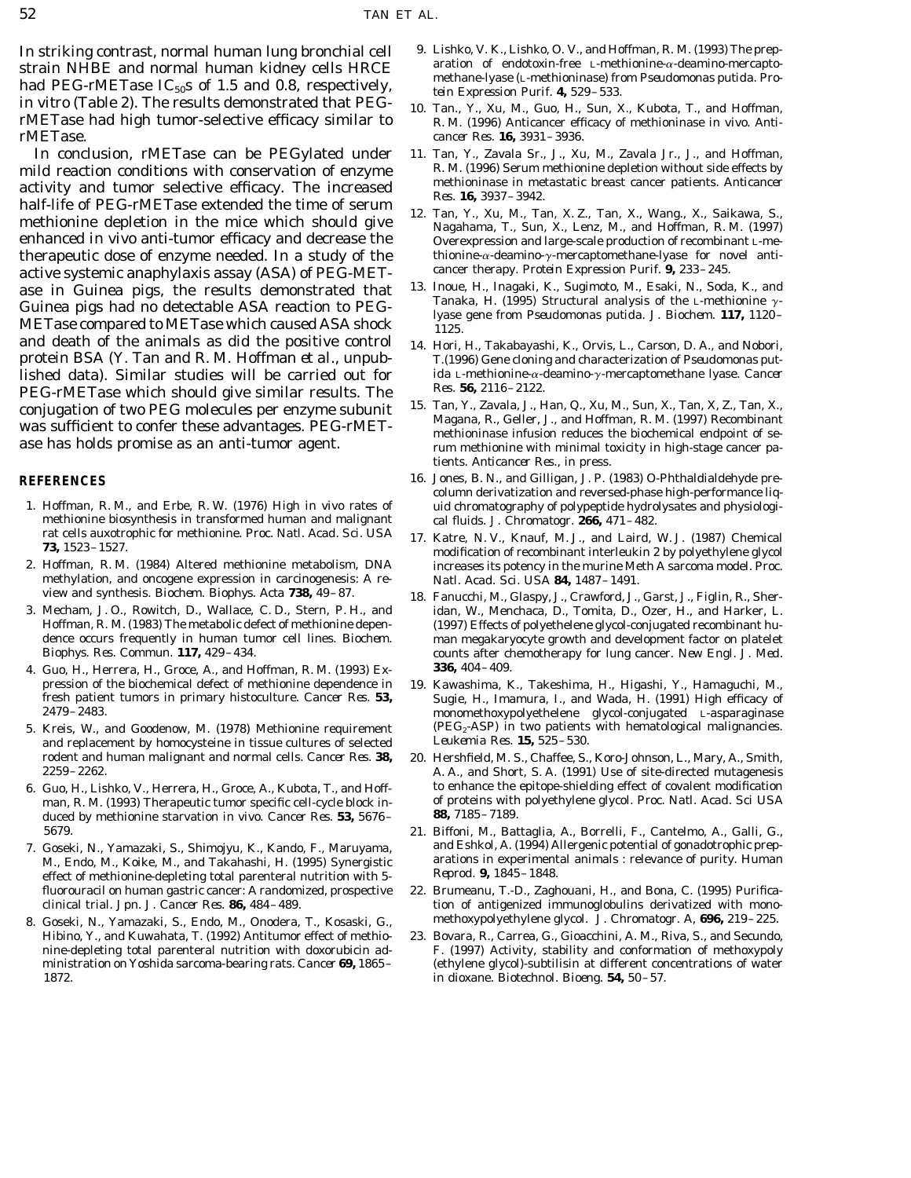In striking contrast, normal human lung bronchial cell strain NHBE and normal human kidney cells HRCE had PEG-rMETase $IC_{50}$s of 1.5 and 0.8, respectively, in vitro (Table 2). The results demonstrated that PEG-rMETase had high tumor-selective efficacy similar to rMETase.

In conclusion, rMETase can be PEGylated under mild reaction conditions with conservation of enzyme activity and tumor selective efficacy. The increased half-life of PEG-rMETase extended the time of serum methionine depletion in the mice which should give enhanced in vivo anti-tumor efficacy and decrease the therapeutic dose of enzyme needed. In a study of the active systemic anaphylaxis assay (ASA) of PEG-METase in Guinea pigs, the results demonstrated that Guinea pigs had no detectable ASA reaction to PEG-METase compared to METase which caused ASA shock and death of the animals as did the positive control protein BSA (Y. Tan and R. M. Hoffman *et al.*, unpublished data). Similar studies will be carried out for PEG-rMETase which should give similar results. The conjugation of two PEG molecules per enzyme subunit was sufficient to confer these advantages. PEG-rMETase has holds promise as an anti-tumor agent.

## REFERENCES

1. Hoffman, R. M., and Erbe, R. W. (1976) High in vivo rates of methionine biosynthesis in transformed human and malignant rat cells auxotrophic for methionine. *Proc. Natl. Acad. Sci. USA* **73,** 1523–1527.
2. Hoffman, R. M. (1984) Altered methionine metabolism, DNA methylation, and oncogene expression in carcinogenesis: A review and synthesis. *Biochem. Biophys. Acta* **738,** 49–87.
3. Mecham, J. O., Rowitch, D., Wallace, C. D., Stern, P. H., and Hoffman, R. M. (1983) The metabolic defect of methionine dependence occurs frequently in human tumor cell lines. *Biochem. Biophys. Res. Commun.* **117,** 429–434.
4. Guo, H., Herrera, H., Groce, A., and Hoffman, R. M. (1993) Expression of the biochemical defect of methionine dependence in fresh patient tumors in primary histoculture. *Cancer Res.* **53,** 2479–2483.
5. Kreis, W., and Goodenow, M. (1978) Methionine requirement and replacement by homocysteine in tissue cultures of selected rodent and human malignant and normal cells. *Cancer Res.* **38,** 2259–2262.
6. Guo, H., Lishko, V., Herrera, H., Groce, A., Kubota, T., and Hoffman, R. M. (1993) Therapeutic tumor specific cell-cycle block induced by methionine starvation in vivo. *Cancer Res.* **53,** 5676–5679.
7. Goseki, N., Yamazaki, S., Shimojyu, K., Kando, F., Maruyama, M., Endo, M., Koike, M., and Takahashi, H. (1995) Synergistic effect of methionine-depleting total parenteral nutrition with 5-fluorouracil on human gastric cancer: A randomized, prospective clinical trial. *Jpn. J. Cancer Res.* **86,** 484–489.
8. Goseki, N., Yamazaki, S., Endo, M., Onodera, T., Kosaski, G., Hibino, Y., and Kuwahata, T. (1992) Antitumor effect of methionine-depleting total parenteral nutrition with doxorubicin administration on Yoshida sarcoma-bearing rats. *Cancer* **69,** 1865–1872.
9. Lishko, V. K., Lishko, O. V., and Hoffman, R. M. (1993) The preparation of endotoxin-free L-methionine-$\alpha$-deamino-mercaptomethane-lyase (L-methioninase) from *Pseudomonas putida*. *Protein Expression Purif.* **4,** 529–533.
10. Tan., Y., Xu, M., Guo, H., Sun, X., Kubota, T., and Hoffman, R. M. (1996) Anticancer efficacy of methioninase in vivo. *Anticancer Res.* **16,** 3931–3936.
11. Tan, Y., Zavala Sr., J., Xu, M., Zavala Jr., J., and Hoffman, R. M. (1996) Serum methionine depletion without side effects by methioninase in metastatic breast cancer patients. *Anticancer Res.* **16,** 3937–3942.
12. Tan, Y., Xu, M., Tan, X. Z., Tan, X., Wang., X., Saikawa, S., Nagahama, T., Sun, X., Lenz, M., and Hoffman, R. M. (1997) Overexpression and large-scale production of recombinant L-methionine-$\alpha$-deamino-$\gamma$-mercaptomethane-lyase for novel anticancer therapy. *Protein Expression Purif.* **9,** 233–245.
13. Inoue, H., Inagaki, K., Sugimoto, M., Esaki, N., Soda, K., and Tanaka, H. (1995) Structural analysis of the L-methionine $\gamma$-lyase gene from *Pseudomonas putida*. *J. Biochem.* **117,** 1120–1125.
14. Hori, H., Takabayashi, K., Orvis, L., Carson, D. A., and Nobori, T.(1996) Gene cloning and characterization of *Pseudomonas putida* L-methionine-$\alpha$-deamino-$\gamma$-mercaptomethane lyase. *Cancer Res.* **56,** 2116–2122.
15. Tan, Y., Zavala, J., Han, Q., Xu, M., Sun, X., Tan, X, Z., Tan, X., Magana, R., Geller, J., and Hoffman, R. M. (1997) Recombinant methioninase infusion reduces the biochemical endpoint of serum methionine with minimal toxicity in high-stage cancer patients. *Anticancer Res.*, in press.
16. Jones, B. N., and Gilligan, J. P. (1983) O-Phthaldialdehyde precolumn derivatization and reversed-phase high-performance liquid chromatography of polypeptide hydrolysates and physiological fluids. *J. Chromatogr.* **266,** 471–482.
17. Katre, N. V., Knauf, M. J., and Laird, W. J. (1987) Chemical modification of recombinant interleukin 2 by polyethylene glycol increases its potency in the murine Meth A sarcoma model. *Proc. Natl. Acad. Sci. USA* **84,** 1487–1491.
18. Fanucchi, M., Glaspy, J., Crawford, J., Garst, J., Figlin, R., Sheridan, W., Menchaca, D., Tomita, D., Ozer, H., and Harker, L. (1997) Effects of polyethelene glycol-conjugated recombinant human megakaryocyte growth and development factor on platelet counts after chemotherapy for lung cancer. *New Engl. J. Med.* **336,** 404–409.
19. Kawashima, K., Takeshima, H., Higashi, Y., Hamaguchi, M., Sugie, H., Imamura, I., and Wada, H. (1991) High efficacy of monomethoxypolyethelene glycol-conjugated L-asparaginase ($PEG_2$-ASP) in two patients with hematological malignancies. *Leukemia Res.* **15,** 525–530.
20. Hershfield, M. S., Chaffee, S., Koro-Johnson, L., Mary, A., Smith, A. A., and Short, S. A. (1991) Use of site-directed mutagenesis to enhance the epitope-shielding effect of covalent modification of proteins with polyethylene glycol. *Proc. Natl. Acad. Sci USA* **88,** 7185–7189.
21. Biffoni, M., Battaglia, A., Borrelli, F., Cantelmo, A., Galli, G., and Eshkol, A. (1994) Allergenic potential of gonadotrophic preparations in experimental animals : relevance of purity. *Human Reprod.* **9,** 1845–1848.
22. Brumeanu, T.-D., Zaghouani, H., and Bona, C. (1995) Purification of antigenized immunoglobulins derivatized with monomethoxypolyethylene glycol. *J. Chromatogr. A*, **696,** 219–225.
23. Bovara, R., Carrea, G., Gioacchini, A. M., Riva, S., and Secundo, F. (1997) Activity, stability and conformation of methoxypoly (ethylene glycol)-subtilisin at different concentrations of water in dioxane. *Biotechnol. Bioeng.* **54,** 50–57.